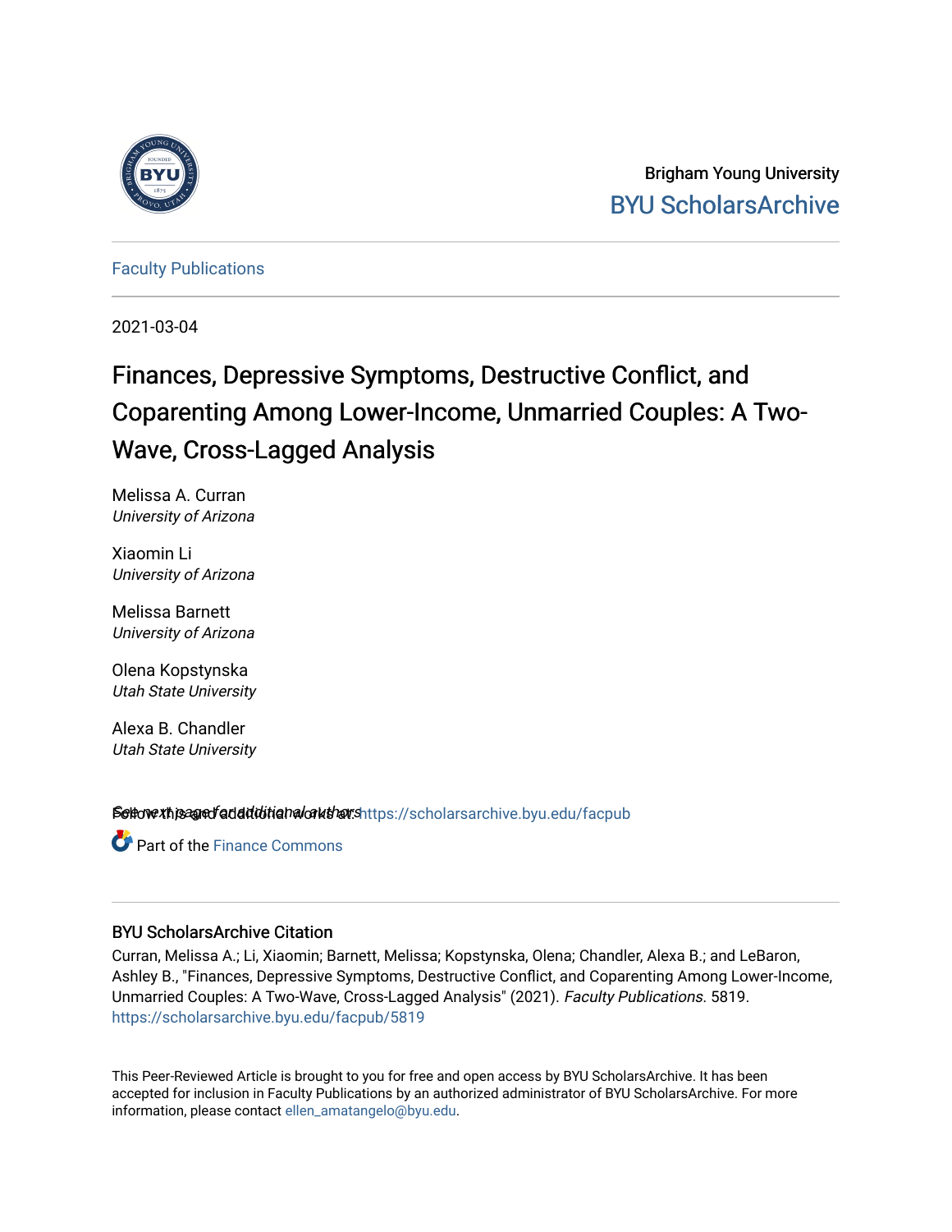Brigham Young University

BYU ScholarsArchive

Faculty Publications

2021-03-04

# Finances, Depressive Symptoms, Destructive Conflict, and Coparenting Among Lower-Income, Unmarried Couples: A Two-Wave, Cross-Lagged Analysis

Melissa A. Curran
*University of Arizona*

Xiaomin Li
*University of Arizona*

Melissa Barnett
*University of Arizona*

Olena Kopstynska
*Utah State University*

Alexa B. Chandler
*Utah State University*

See next page for additional authors

Follow this and additional works at: https://scholarsarchive.byu.edu/facpub

Part of the Finance Commons

## BYU ScholarsArchive Citation

Curran, Melissa A.; Li, Xiaomin; Barnett, Melissa; Kopstynska, Olena; Chandler, Alexa B.; and LeBaron, Ashley B., "Finances, Depressive Symptoms, Destructive Conflict, and Coparenting Among Lower-Income, Unmarried Couples: A Two-Wave, Cross-Lagged Analysis" (2021). *Faculty Publications*. 5819.
https://scholarsarchive.byu.edu/facpub/5819

This Peer-Reviewed Article is brought to you for free and open access by BYU ScholarsArchive. It has been accepted for inclusion in Faculty Publications by an authorized administrator of BYU ScholarsArchive. For more information, please contact ellen_amatangelo@byu.edu.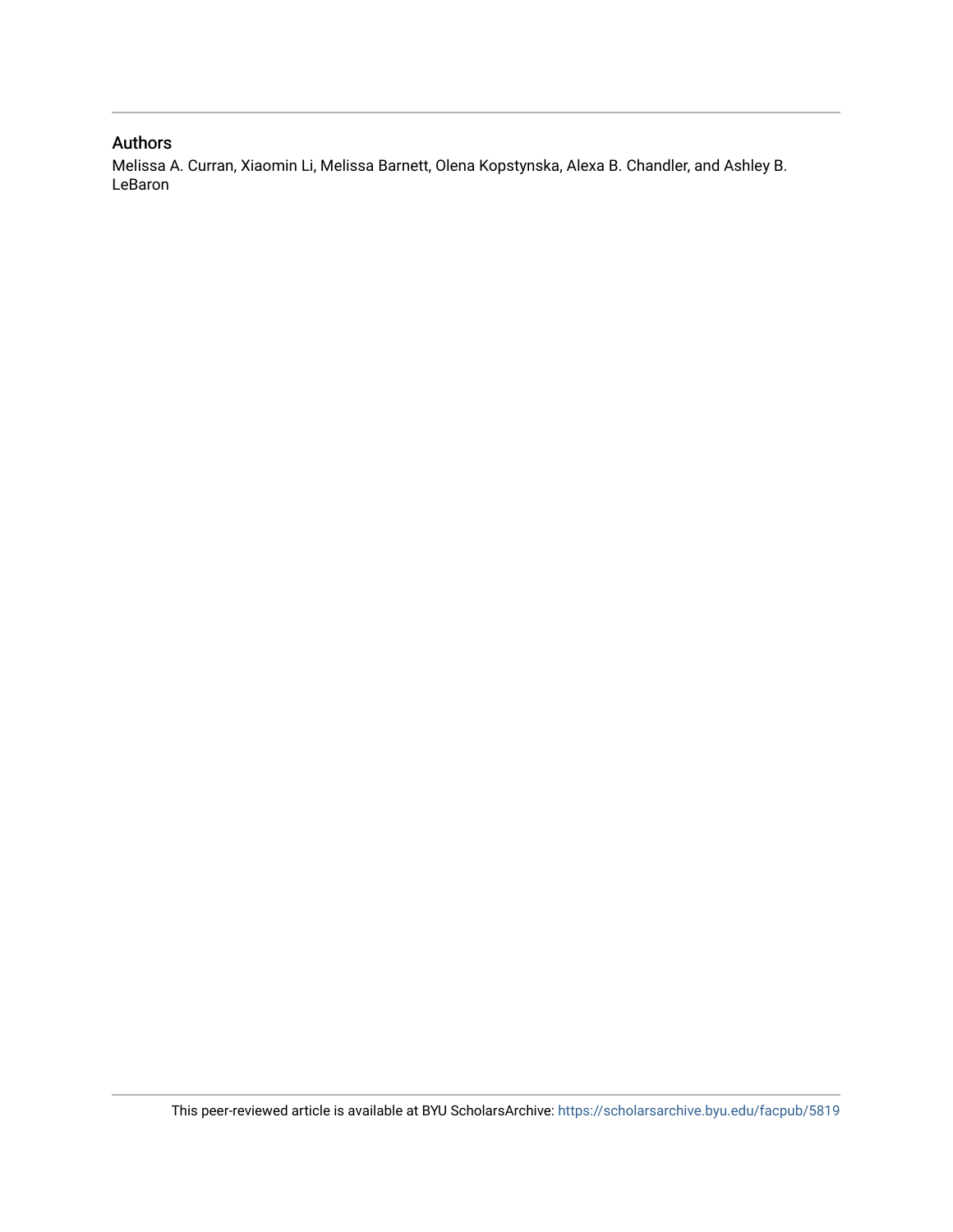## Authors

Melissa A. Curran, Xiaomin Li, Melissa Barnett, Olena Kopstynska, Alexa B. Chandler, and Ashley B. LeBaron

This peer-reviewed article is available at BYU ScholarsArchive: https://scholarsarchive.byu.edu/facpub/5819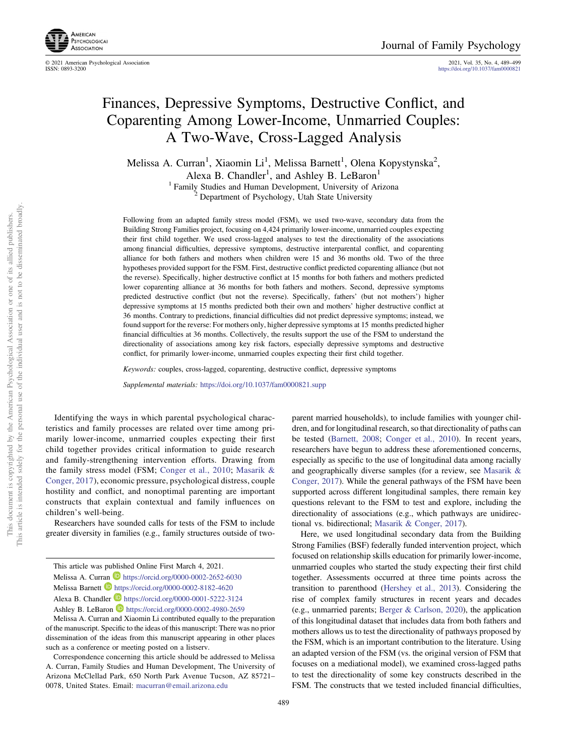# Finances, Depressive Symptoms, Destructive Conflict, and Coparenting Among Lower-Income, Unmarried Couples: A Two-Wave, Cross-Lagged Analysis

Melissa A. Curran[1], Xiaomin Li[1], Melissa Barnett[1], Olena Kopystynska[2], Alexa B. Chandler[1], and Ashley B. LeBaron[1]

[1] Family Studies and Human Development, University of Arizona
[2] Department of Psychology, Utah State University

Following from an adapted family stress model (FSM), we used two-wave, secondary data from the Building Strong Families project, focusing on 4,424 primarily lower-income, unmarried couples expecting their first child together. We used cross-lagged analyses to test the directionality of the associations among financial difficulties, depressive symptoms, destructive interparental conflict, and coparenting alliance for both fathers and mothers when children were 15 and 36 months old. Two of the three hypotheses provided support for the FSM. First, destructive conflict predicted coparenting alliance (but not the reverse). Specifically, higher destructive conflict at 15 months for both fathers and mothers predicted lower coparenting alliance at 36 months for both fathers and mothers. Second, depressive symptoms predicted destructive conflict (but not the reverse). Specifically, fathers' (but not mothers') higher depressive symptoms at 15 months predicted both their own and mothers' higher destructive conflict at 36 months. Contrary to predictions, financial difficulties did not predict depressive symptoms; instead, we found support for the reverse: For mothers only, higher depressive symptoms at 15 months predicted higher financial difficulties at 36 months. Collectively, the results support the use of the FSM to understand the directionality of associations among key risk factors, especially depressive symptoms and destructive conflict, for primarily lower-income, unmarried couples expecting their first child together.

*Keywords:* couples, cross-lagged, coparenting, destructive conflict, depressive symptoms

*Supplemental materials:* https://doi.org/10.1037/fam0000821.supp

Identifying the ways in which parental psychological characteristics and family processes are related over time among primarily lower-income, unmarried couples expecting their first child together provides critical information to guide research and family-strengthening intervention efforts. Drawing from the family stress model (FSM; Conger et al., 2010; Masarik & Conger, 2017), economic pressure, psychological distress, couple hostility and conflict, and nonoptimal parenting are important constructs that explain contextual and family influences on children's well-being.

Researchers have sounded calls for tests of the FSM to include greater diversity in families (e.g., family structures outside of two-parent married households), to include families with younger children, and for longitudinal research, so that directionality of paths can be tested (Barnett, 2008; Conger et al., 2010). In recent years, researchers have begun to address these aforementioned concerns, especially as specific to the use of longitudinal data among racially and geographically diverse samples (for a review, see Masarik & Conger, 2017). While the general pathways of the FSM have been supported across different longitudinal samples, there remain key questions relevant to the FSM to test and explore, including the directionality of associations (e.g., which pathways are unidirectional vs. bidirectional; Masarik & Conger, 2017).

Here, we used longitudinal secondary data from the Building Strong Families (BSF) federally funded intervention project, which focused on relationship skills education for primarily lower-income, unmarried couples who started the study expecting their first child together. Assessments occurred at three time points across the transition to parenthood (Hershey et al., 2013). Considering the rise of complex family structures in recent years and decades (e.g., unmarried parents; Berger & Carlson, 2020), the application of this longitudinal dataset that includes data from both fathers and mothers allows us to test the directionality of pathways proposed by the FSM, which is an important contribution to the literature. Using an adapted version of the FSM (vs. the original version of FSM that focuses on a mediational model), we examined cross-lagged paths to test the directionality of some key constructs described in the FSM. The constructs that we tested included financial difficulties,

---

This article was published Online First March 4, 2021.

Melissa A. Curran https://orcid.org/0000-0002-2652-6030

Melissa Barnett https://orcid.org/0000-0002-8182-4620

Alexa B. Chandler https://orcid.org/0000-0001-5222-3124

Ashley B. LeBaron https://orcid.org/0000-0002-4980-2659

Melissa A. Curran and Xiaomin Li contributed equally to the preparation of the manuscript. Specific to the ideas of this manuscript: There was no prior dissemination of the ideas from this manuscript appearing in other places such as a conference or meeting posted on a listserv.

Correspondence concerning this article should be addressed to Melissa A. Curran, Family Studies and Human Development, The University of Arizona McClellad Park, 650 North Park Avenue Tucson, AZ 85721–0078, United States. Email: macurran@email.arizona.edu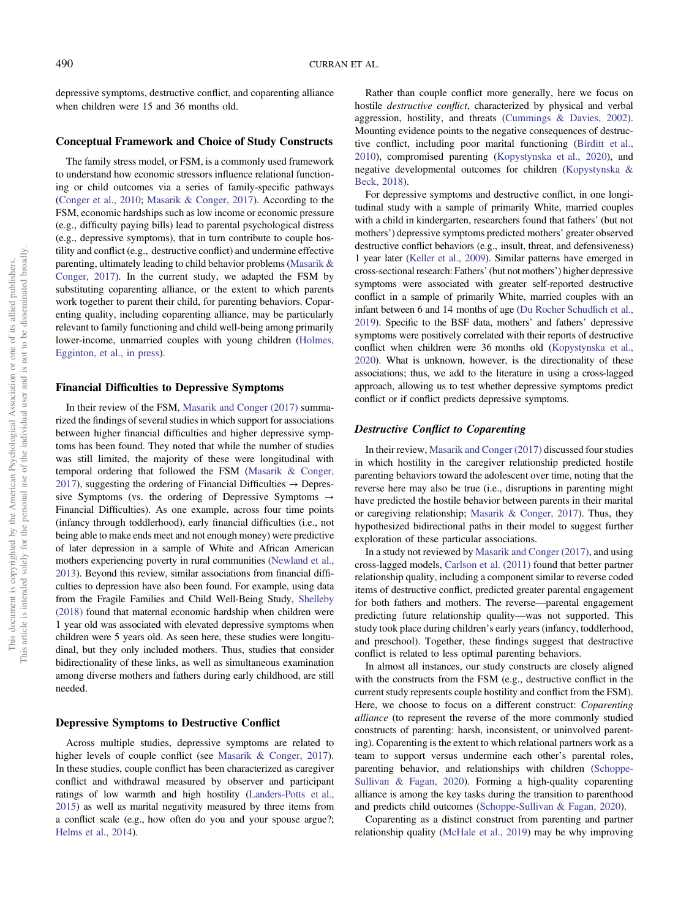depressive symptoms, destructive conflict, and coparenting alliance when children were 15 and 36 months old.

### Conceptual Framework and Choice of Study Constructs

The family stress model, or FSM, is a commonly used framework to understand how economic stressors influence relational functioning or child outcomes via a series of family-specific pathways (Conger et al., 2010; Masarik & Conger, 2017). According to the FSM, economic hardships such as low income or economic pressure (e.g., difficulty paying bills) lead to parental psychological distress (e.g., depressive symptoms), that in turn contribute to couple hostility and conflict (e.g., destructive conflict) and undermine effective parenting, ultimately leading to child behavior problems (Masarik & Conger, 2017). In the current study, we adapted the FSM by substituting coparenting alliance, or the extent to which parents work together to parent their child, for parenting behaviors. Coparenting quality, including coparenting alliance, may be particularly relevant to family functioning and child well-being among primarily lower-income, unmarried couples with young children (Holmes, Egginton, et al., in press).

### Financial Difficulties to Depressive Symptoms

In their review of the FSM, Masarik and Conger (2017) summarized the findings of several studies in which support for associations between higher financial difficulties and higher depressive symptoms has been found. They noted that while the number of studies was still limited, the majority of these were longitudinal with temporal ordering that followed the FSM (Masarik & Conger, 2017), suggesting the ordering of Financial Difficulties → Depressive Symptoms (vs. the ordering of Depressive Symptoms → Financial Difficulties). As one example, across four time points (infancy through toddlerhood), early financial difficulties (i.e., not being able to make ends meet and not enough money) were predictive of later depression in a sample of White and African American mothers experiencing poverty in rural communities (Newland et al., 2013). Beyond this review, similar associations from financial difficulties to depression have also been found. For example, using data from the Fragile Families and Child Well-Being Study, Shelleby (2018) found that maternal economic hardship when children were 1 year old was associated with elevated depressive symptoms when children were 5 years old. As seen here, these studies were longitudinal, but they only included mothers. Thus, studies that consider bidirectionality of these links, as well as simultaneous examination among diverse mothers and fathers during early childhood, are still needed.

### Depressive Symptoms to Destructive Conflict

Across multiple studies, depressive symptoms are related to higher levels of couple conflict (see Masarik & Conger, 2017). In these studies, couple conflict has been characterized as caregiver conflict and withdrawal measured by observer and participant ratings of low warmth and high hostility (Landers-Potts et al., 2015) as well as marital negativity measured by three items from a conflict scale (e.g., how often do you and your spouse argue?; Helms et al., 2014).

Rather than couple conflict more generally, here we focus on hostile *destructive conflict*, characterized by physical and verbal aggression, hostility, and threats (Cummings & Davies, 2002). Mounting evidence points to the negative consequences of destructive conflict, including poor marital functioning (Birditt et al., 2010), compromised parenting (Kopystynska et al., 2020), and negative developmental outcomes for children (Kopystynska & Beck, 2018).

For depressive symptoms and destructive conflict, in one longitudinal study with a sample of primarily White, married couples with a child in kindergarten, researchers found that fathers' (but not mothers') depressive symptoms predicted mothers' greater observed destructive conflict behaviors (e.g., insult, threat, and defensiveness) 1 year later (Keller et al., 2009). Similar patterns have emerged in cross-sectional research: Fathers' (but not mothers') higher depressive symptoms were associated with greater self-reported destructive conflict in a sample of primarily White, married couples with an infant between 6 and 14 months of age (Du Rocher Schudlich et al., 2019). Specific to the BSF data, mothers' and fathers' depressive symptoms were positively correlated with their reports of destructive conflict when children were 36 months old (Kopystynska et al., 2020). What is unknown, however, is the directionality of these associations; thus, we add to the literature in using a cross-lagged approach, allowing us to test whether depressive symptoms predict conflict or if conflict predicts depressive symptoms.

#### *Destructive Conflict to Coparenting*

In their review, Masarik and Conger (2017) discussed four studies in which hostility in the caregiver relationship predicted hostile parenting behaviors toward the adolescent over time, noting that the reverse here may also be true (i.e., disruptions in parenting might have predicted the hostile behavior between parents in their marital or caregiving relationship; Masarik & Conger, 2017). Thus, they hypothesized bidirectional paths in their model to suggest further exploration of these particular associations.

In a study not reviewed by Masarik and Conger (2017), and using cross-lagged models, Carlson et al. (2011) found that better partner relationship quality, including a component similar to reverse coded items of destructive conflict, predicted greater parental engagement for both fathers and mothers. The reverse—parental engagement predicting future relationship quality—was not supported. This study took place during children's early years (infancy, toddlerhood, and preschool). Together, these findings suggest that destructive conflict is related to less optimal parenting behaviors.

In almost all instances, our study constructs are closely aligned with the constructs from the FSM (e.g., destructive conflict in the current study represents couple hostility and conflict from the FSM). Here, we choose to focus on a different construct: *Coparenting alliance* (to represent the reverse of the more commonly studied constructs of parenting: harsh, inconsistent, or uninvolved parenting). Coparenting is the extent to which relational partners work as a team to support versus undermine each other's parental roles, parenting behavior, and relationships with children (Schoppe-Sullivan & Fagan, 2020). Forming a high-quality coparenting alliance is among the key tasks during the transition to parenthood and predicts child outcomes (Schoppe-Sullivan & Fagan, 2020).

Coparenting as a distinct construct from parenting and partner relationship quality (McHale et al., 2019) may be why improving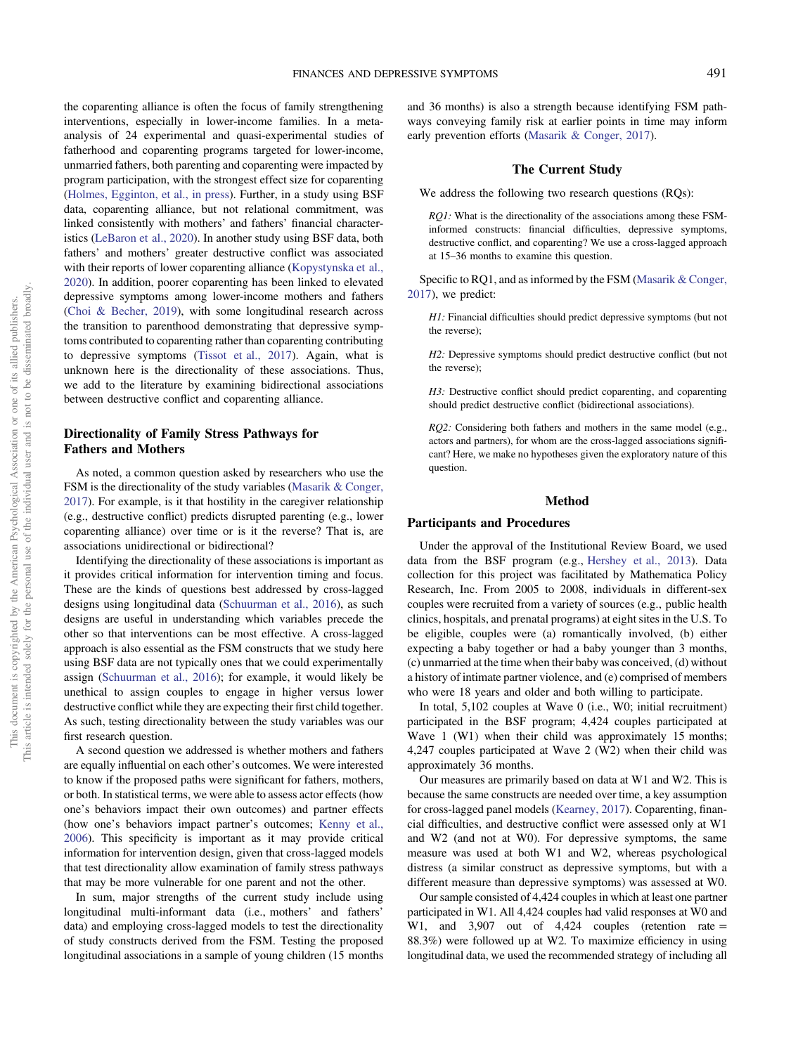the coparenting alliance is often the focus of family strengthening interventions, especially in lower-income families. In a meta-analysis of 24 experimental and quasi-experimental studies of fatherhood and coparenting programs targeted for lower-income, unmarried fathers, both parenting and coparenting were impacted by program participation, with the strongest effect size for coparenting (Holmes, Egginton, et al., in press). Further, in a study using BSF data, coparenting alliance, but not relational commitment, was linked consistently with mothers' and fathers' financial characteristics (LeBaron et al., 2020). In another study using BSF data, both fathers' and mothers' greater destructive conflict was associated with their reports of lower coparenting alliance (Kopystynska et al., 2020). In addition, poorer coparenting has been linked to elevated depressive symptoms among lower-income mothers and fathers (Choi & Becher, 2019), with some longitudinal research across the transition to parenthood demonstrating that depressive symptoms contributed to coparenting rather than coparenting contributing to depressive symptoms (Tissot et al., 2017). Again, what is unknown here is the directionality of these associations. Thus, we add to the literature by examining bidirectional associations between destructive conflict and coparenting alliance.

### Directionality of Family Stress Pathways for Fathers and Mothers

As noted, a common question asked by researchers who use the FSM is the directionality of the study variables (Masarik & Conger, 2017). For example, is it that hostility in the caregiver relationship (e.g., destructive conflict) predicts disrupted parenting (e.g., lower coparenting alliance) over time or is it the reverse? That is, are associations unidirectional or bidirectional?

Identifying the directionality of these associations is important as it provides critical information for intervention timing and focus. These are the kinds of questions best addressed by cross-lagged designs using longitudinal data (Schuurman et al., 2016), as such designs are useful in understanding which variables precede the other so that interventions can be most effective. A cross-lagged approach is also essential as the FSM constructs that we study here using BSF data are not typically ones that we could experimentally assign (Schuurman et al., 2016); for example, it would likely be unethical to assign couples to engage in higher versus lower destructive conflict while they are expecting their first child together. As such, testing directionality between the study variables was our first research question.

A second question we addressed is whether mothers and fathers are equally influential on each other's outcomes. We were interested to know if the proposed paths were significant for fathers, mothers, or both. In statistical terms, we were able to assess actor effects (how one's behaviors impact their own outcomes) and partner effects (how one's behaviors impact partner's outcomes; Kenny et al., 2006). This specificity is important as it may provide critical information for intervention design, given that cross-lagged models that test directionality allow examination of family stress pathways that may be more vulnerable for one parent and not the other.

In sum, major strengths of the current study include using longitudinal multi-informant data (i.e., mothers' and fathers' data) and employing cross-lagged models to test the directionality of study constructs derived from the FSM. Testing the proposed longitudinal associations in a sample of young children (15 months and 36 months) is also a strength because identifying FSM pathways conveying family risk at earlier points in time may inform early prevention efforts (Masarik & Conger, 2017).

## The Current Study

We address the following two research questions (RQs):

> *RQ1:* What is the directionality of the associations among these FSM-informed constructs: financial difficulties, depressive symptoms, destructive conflict, and coparenting? We use a cross-lagged approach at 15–36 months to examine this question.

Specific to RQ1, and as informed by the FSM (Masarik & Conger, 2017), we predict:

> *H1:* Financial difficulties should predict depressive symptoms (but not the reverse);
>
> *H2:* Depressive symptoms should predict destructive conflict (but not the reverse);
>
> *H3:* Destructive conflict should predict coparenting, and coparenting should predict destructive conflict (bidirectional associations).
>
> *RQ2:* Considering both fathers and mothers in the same model (e.g., actors and partners), for whom are the cross-lagged associations significant? Here, we make no hypotheses given the exploratory nature of this question.

## Method

### Participants and Procedures

Under the approval of the Institutional Review Board, we used data from the BSF program (e.g., Hershey et al., 2013). Data collection for this project was facilitated by Mathematica Policy Research, Inc. From 2005 to 2008, individuals in different-sex couples were recruited from a variety of sources (e.g., public health clinics, hospitals, and prenatal programs) at eight sites in the U.S. To be eligible, couples were (a) romantically involved, (b) either expecting a baby together or had a baby younger than 3 months, (c) unmarried at the time when their baby was conceived, (d) without a history of intimate partner violence, and (e) comprised of members who were 18 years and older and both willing to participate.

In total, 5,102 couples at Wave 0 (i.e., W0; initial recruitment) participated in the BSF program; 4,424 couples participated at Wave 1 (W1) when their child was approximately 15 months; 4,247 couples participated at Wave 2 (W2) when their child was approximately 36 months.

Our measures are primarily based on data at W1 and W2. This is because the same constructs are needed over time, a key assumption for cross-lagged panel models (Kearney, 2017). Coparenting, financial difficulties, and destructive conflict were assessed only at W1 and W2 (and not at W0). For depressive symptoms, the same measure was used at both W1 and W2, whereas psychological distress (a similar construct as depressive symptoms, but with a different measure than depressive symptoms) was assessed at W0.

Our sample consisted of 4,424 couples in which at least one partner participated in W1. All 4,424 couples had valid responses at W0 and W1, and 3,907 out of 4,424 couples (retention rate = 88.3%) were followed up at W2. To maximize efficiency in using longitudinal data, we used the recommended strategy of including all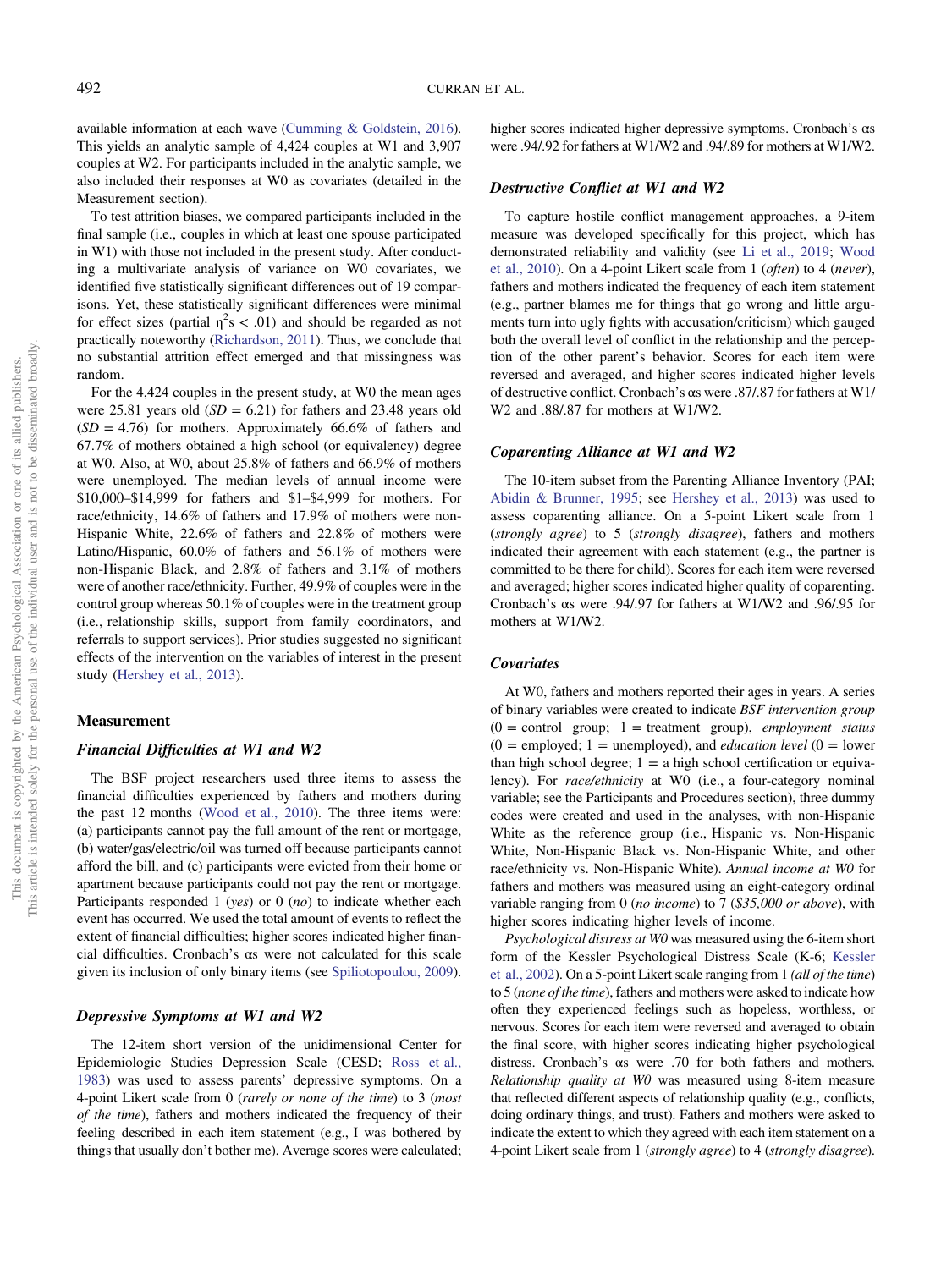available information at each wave (Cumming & Goldstein, 2016). This yields an analytic sample of 4,424 couples at W1 and 3,907 couples at W2. For participants included in the analytic sample, we also included their responses at W0 as covariates (detailed in the Measurement section).

To test attrition biases, we compared participants included in the final sample (i.e., couples in which at least one spouse participated in W1) with those not included in the present study. After conducting a multivariate analysis of variance on W0 covariates, we identified five statistically significant differences out of 19 comparisons. Yet, these statistically significant differences were minimal for effect sizes (partial $\eta^2$s < .01) and should be regarded as not practically noteworthy (Richardson, 2011). Thus, we conclude that no substantial attrition effect emerged and that missingness was random.

For the 4,424 couples in the present study, at W0 the mean ages were 25.81 years old ($SD$ = 6.21) for fathers and 23.48 years old ($SD$ = 4.76) for mothers. Approximately 66.6% of fathers and 67.7% of mothers obtained a high school (or equivalency) degree at W0. Also, at W0, about 25.8% of fathers and 66.9% of mothers were unemployed. The median levels of annual income were $10,000–$14,999 for fathers and $1–$4,999 for mothers. For race/ethnicity, 14.6% of fathers and 17.9% of mothers were non-Hispanic White, 22.6% of fathers and 22.8% of mothers were Latino/Hispanic, 60.0% of fathers and 56.1% of mothers were non-Hispanic Black, and 2.8% of fathers and 3.1% of mothers were of another race/ethnicity. Further, 49.9% of couples were in the control group whereas 50.1% of couples were in the treatment group (i.e., relationship skills, support from family coordinators, and referrals to support services). Prior studies suggested no significant effects of the intervention on the variables of interest in the present study (Hershey et al., 2013).

## Measurement

### Financial Difficulties at W1 and W2

The BSF project researchers used three items to assess the financial difficulties experienced by fathers and mothers during the past 12 months (Wood et al., 2010). The three items were: (a) participants cannot pay the full amount of the rent or mortgage, (b) water/gas/electric/oil was turned off because participants cannot afford the bill, and (c) participants were evicted from their home or apartment because participants could not pay the rent or mortgage. Participants responded 1 (*yes*) or 0 (*no*) to indicate whether each event has occurred. We used the total amount of events to reflect the extent of financial difficulties; higher scores indicated higher financial difficulties. Cronbach's αs were not calculated for this scale given its inclusion of only binary items (see Spiliotopoulou, 2009).

### Depressive Symptoms at W1 and W2

The 12-item short version of the unidimensional Center for Epidemiologic Studies Depression Scale (CESD; Ross et al., 1983) was used to assess parents' depressive symptoms. On a 4-point Likert scale from 0 (*rarely or none of the time*) to 3 (*most of the time*), fathers and mothers indicated the frequency of their feeling described in each item statement (e.g., I was bothered by things that usually don't bother me). Average scores were calculated; higher scores indicated higher depressive symptoms. Cronbach's αs were .94/.92 for fathers at W1/W2 and .94/.89 for mothers at W1/W2.

### Destructive Conflict at W1 and W2

To capture hostile conflict management approaches, a 9-item measure was developed specifically for this project, which has demonstrated reliability and validity (see Li et al., 2019; Wood et al., 2010). On a 4-point Likert scale from 1 (*often*) to 4 (*never*), fathers and mothers indicated the frequency of each item statement (e.g., partner blames me for things that go wrong and little arguments turn into ugly fights with accusation/criticism) which gauged both the overall level of conflict in the relationship and the perception of the other parent's behavior. Scores for each item were reversed and averaged, and higher scores indicated higher levels of destructive conflict. Cronbach's αs were .87/.87 for fathers at W1/W2 and .88/.87 for mothers at W1/W2.

### Coparenting Alliance at W1 and W2

The 10-item subset from the Parenting Alliance Inventory (PAI; Abidin & Brunner, 1995; see Hershey et al., 2013) was used to assess coparenting alliance. On a 5-point Likert scale from 1 (*strongly agree*) to 5 (*strongly disagree*), fathers and mothers indicated their agreement with each statement (e.g., the partner is committed to be there for child). Scores for each item were reversed and averaged; higher scores indicated higher quality of coparenting. Cronbach's αs were .94/.97 for fathers at W1/W2 and .96/.95 for mothers at W1/W2.

### Covariates

At W0, fathers and mothers reported their ages in years. A series of binary variables were created to indicate *BSF intervention group* (0 = control group; 1 = treatment group), *employment status* (0 = employed; 1 = unemployed), and *education level* (0 = lower than high school degree; 1 = a high school certification or equivalency). For *race/ethnicity* at W0 (i.e., a four-category nominal variable; see the Participants and Procedures section), three dummy codes were created and used in the analyses, with non-Hispanic White as the reference group (i.e., Hispanic vs. Non-Hispanic White, Non-Hispanic Black vs. Non-Hispanic White, and other race/ethnicity vs. Non-Hispanic White). *Annual income at W0* for fathers and mothers was measured using an eight-category ordinal variable ranging from 0 (*no income*) to 7 (*$35,000 or above*), with higher scores indicating higher levels of income.

*Psychological distress at W0* was measured using the 6-item short form of the Kessler Psychological Distress Scale (K-6; Kessler et al., 2002). On a 5-point Likert scale ranging from 1 (*all of the time*) to 5 (*none of the time*), fathers and mothers were asked to indicate how often they experienced feelings such as hopeless, worthless, or nervous. Scores for each item were reversed and averaged to obtain the final score, with higher scores indicating higher psychological distress. Cronbach's αs were .70 for both fathers and mothers. *Relationship quality at W0* was measured using 8-item measure that reflected different aspects of relationship quality (e.g., conflicts, doing ordinary things, and trust). Fathers and mothers were asked to indicate the extent to which they agreed with each item statement on a 4-point Likert scale from 1 (*strongly agree*) to 4 (*strongly disagree*).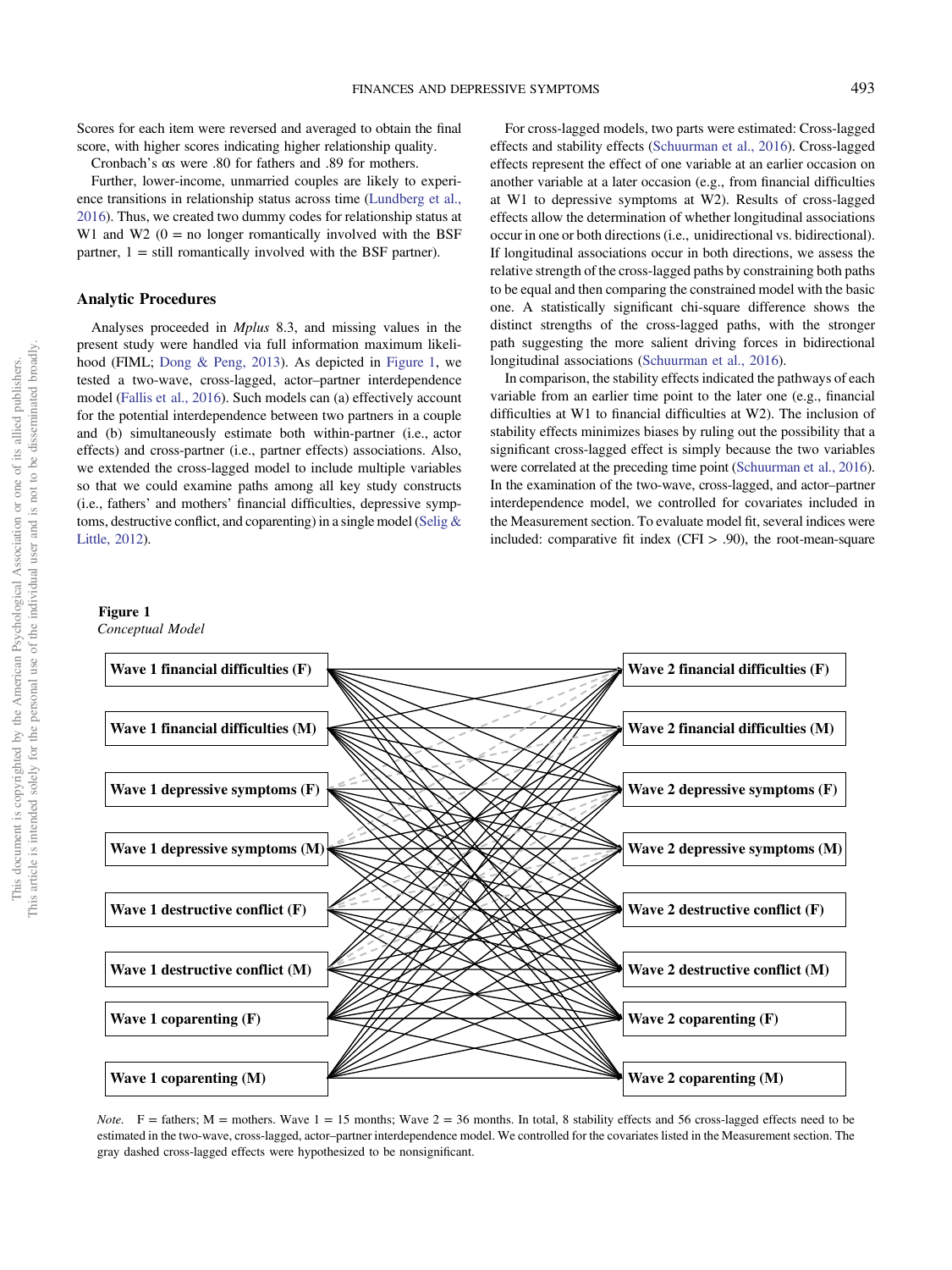Scores for each item were reversed and averaged to obtain the final score, with higher scores indicating higher relationship quality. Cronbach's αs were .80 for fathers and .89 for mothers.

Further, lower-income, unmarried couples are likely to experience transitions in relationship status across time (Lundberg et al., 2016). Thus, we created two dummy codes for relationship status at W1 and W2 (0 = no longer romantically involved with the BSF partner, 1 = still romantically involved with the BSF partner).

### Analytic Procedures

Analyses proceeded in *Mplus* 8.3, and missing values in the present study were handled via full information maximum likelihood (FIML; Dong & Peng, 2013). As depicted in Figure 1, we tested a two-wave, cross-lagged, actor–partner interdependence model (Fallis et al., 2016). Such models can (a) effectively account for the potential interdependence between two partners in a couple and (b) simultaneously estimate both within-partner (i.e., actor effects) and cross-partner (i.e., partner effects) associations. Also, we extended the cross-lagged model to include multiple variables so that we could examine paths among all key study constructs (i.e., fathers' and mothers' financial difficulties, depressive symptoms, destructive conflict, and coparenting) in a single model (Selig & Little, 2012).

For cross-lagged models, two parts were estimated: Cross-lagged effects and stability effects (Schuurman et al., 2016). Cross-lagged effects represent the effect of one variable at an earlier occasion on another variable at a later occasion (e.g., from financial difficulties at W1 to depressive symptoms at W2). Results of cross-lagged effects allow the determination of whether longitudinal associations occur in one or both directions (i.e., unidirectional vs. bidirectional). If longitudinal associations occur in both directions, we assess the relative strength of the cross-lagged paths by constraining both paths to be equal and then comparing the constrained model with the basic one. A statistically significant chi-square difference shows the distinct strengths of the cross-lagged paths, with the stronger path suggesting the more salient driving forces in bidirectional longitudinal associations (Schuurman et al., 2016).

In comparison, the stability effects indicated the pathways of each variable from an earlier time point to the later one (e.g., financial difficulties at W1 to financial difficulties at W2). The inclusion of stability effects minimizes biases by ruling out the possibility that a significant cross-lagged effect is simply because the two variables were correlated at the preceding time point (Schuurman et al., 2016). In the examination of the two-wave, cross-lagged, and actor–partner interdependence model, we controlled for covariates included in the Measurement section. To evaluate model fit, several indices were included: comparative fit index (CFI > .90), the root-mean-square

**Figure 1**
*Conceptual Model*

| Wave 1 | Wave 2 |
|---|---|
| Wave 1 financial difficulties (F) | Wave 2 financial difficulties (F) |
| Wave 1 financial difficulties (M) | Wave 2 financial difficulties (M) |
| Wave 1 depressive symptoms (F) | Wave 2 depressive symptoms (F) |
| Wave 1 depressive symptoms (M) | Wave 2 depressive symptoms (M) |
| Wave 1 destructive conflict (F) | Wave 2 destructive conflict (F) |
| Wave 1 destructive conflict (M) | Wave 2 destructive conflict (M) |
| Wave 1 coparenting (F) | Wave 2 coparenting (F) |
| Wave 1 coparenting (M) | Wave 2 coparenting (M) |

*Note.* F = fathers; M = mothers. Wave 1 = 15 months; Wave 2 = 36 months. In total, 8 stability effects and 56 cross-lagged effects need to be estimated in the two-wave, cross-lagged, actor–partner interdependence model. We controlled for the covariates listed in the Measurement section. The gray dashed cross-lagged effects were hypothesized to be nonsignificant.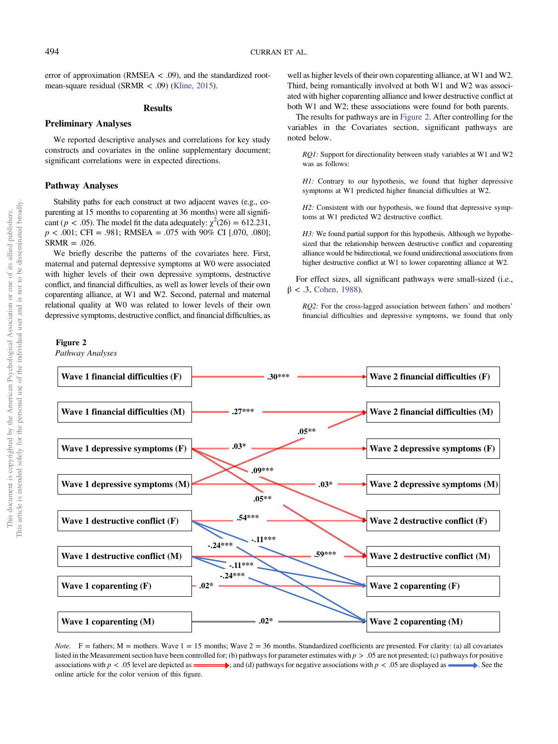error of approximation (RMSEA < .09), and the standardized root-mean-square residual (SRMR < .09) (Kline, 2015).

## Results

### Preliminary Analyses

We reported descriptive analyses and correlations for key study constructs and covariates in the online supplementary document; significant correlations were in expected directions.

### Pathway Analyses

Stability paths for each construct at two adjacent waves (e.g., coparenting at 15 months to coparenting at 36 months) were all significant ($p < .05$). The model fit the data adequately: $\chi^2(26) = 612.231$, $p < .001$; CFI = .981; RMSEA = .075 with 90% CI [.070, .080]; SRMR = .026.

We briefly describe the patterns of the covariates here. First, maternal and paternal depressive symptoms at W0 were associated with higher levels of their own depressive symptoms, destructive conflict, and financial difficulties, as well as lower levels of their own coparenting alliance, at W1 and W2. Second, paternal and maternal relational quality at W0 was related to lower levels of their own depressive symptoms, destructive conflict, and financial difficulties, as well as higher levels of their own coparenting alliance, at W1 and W2. Third, being romantically involved at both W1 and W2 was associated with higher coparenting alliance and lower destructive conflict at both W1 and W2; these associations were found for both parents.

The results for pathways are in Figure 2. After controlling for the variables in the Covariates section, significant pathways are noted below.

*RQ1:* Support for directionality between study variables at W1 and W2 was as follows:

*H1:* Contrary to our hypothesis, we found that higher depressive symptoms at W1 predicted higher financial difficulties at W2.

*H2:* Consistent with our hypothesis, we found that depressive symptoms at W1 predicted W2 destructive conflict.

*H3:* We found partial support for this hypothesis. Although we hypothesized that the relationship between destructive conflict and coparenting alliance would be bidirectional, we found unidirectional associations from higher destructive conflict at W1 to lower coparenting alliance at W2.

For effect sizes, all significant pathways were small-sized (i.e., $\beta < .3$, Cohen, 1988).

*RQ2:* For the cross-lagged association between fathers' and mothers' financial difficulties and depressive symptoms, we found that only

**Figure 2**
*Pathway Analyses*

*Note.* F = fathers; M = mothers. Wave 1 = 15 months; Wave 2 = 36 months. Standardized coefficients are presented. For clarity: (a) all covariates listed in the Measurement section have been controlled for; (b) pathways for parameter estimates with $p > .05$ are not presented; (c) pathways for positive associations with $p < .05$ level are depicted as red arrows; and (d) pathways for negative associations with $p < .05$ are displayed as blue arrows. See the online article for the color version of this figure.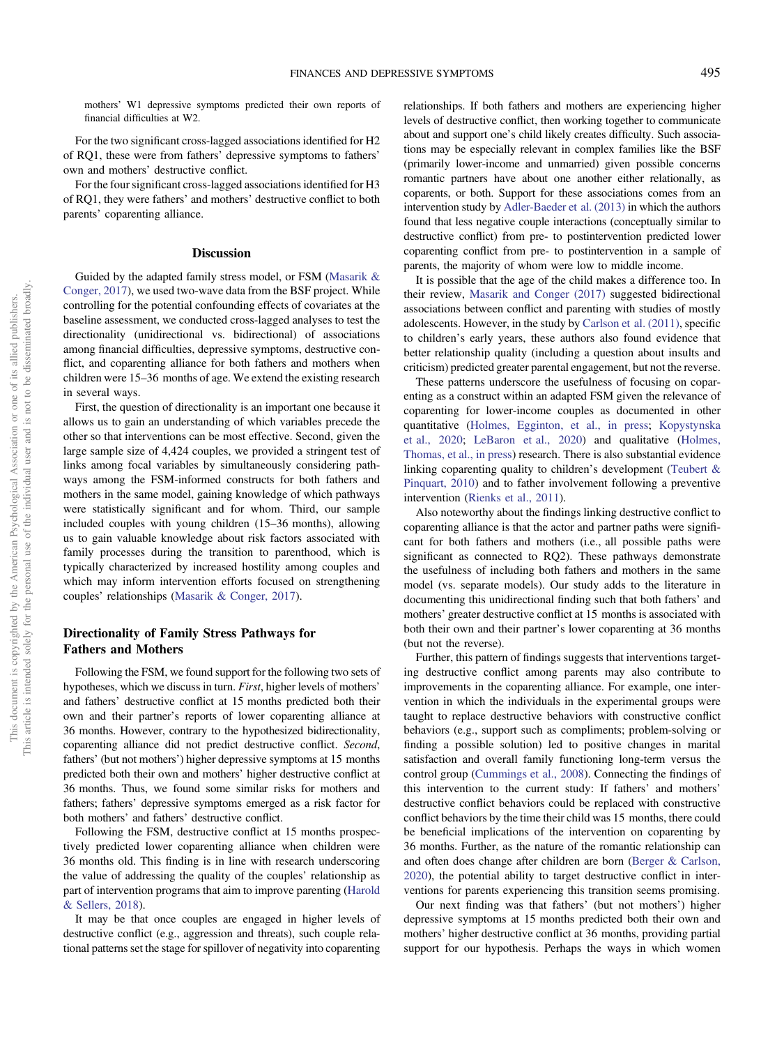mothers' W1 depressive symptoms predicted their own reports of financial difficulties at W2.

For the two significant cross-lagged associations identified for H2 of RQ1, these were from fathers' depressive symptoms to fathers' own and mothers' destructive conflict.

For the four significant cross-lagged associations identified for H3 of RQ1, they were fathers' and mothers' destructive conflict to both parents' coparenting alliance.

## Discussion

Guided by the adapted family stress model, or FSM (Masarik & Conger, 2017), we used two-wave data from the BSF project. While controlling for the potential confounding effects of covariates at the baseline assessment, we conducted cross-lagged analyses to test the directionality (unidirectional vs. bidirectional) of associations among financial difficulties, depressive symptoms, destructive conflict, and coparenting alliance for both fathers and mothers when children were 15–36 months of age. We extend the existing research in several ways.

First, the question of directionality is an important one because it allows us to gain an understanding of which variables precede the other so that interventions can be most effective. Second, given the large sample size of 4,424 couples, we provided a stringent test of links among focal variables by simultaneously considering pathways among the FSM-informed constructs for both fathers and mothers in the same model, gaining knowledge of which pathways were statistically significant and for whom. Third, our sample included couples with young children (15–36 months), allowing us to gain valuable knowledge about risk factors associated with family processes during the transition to parenthood, which is typically characterized by increased hostility among couples and which may inform intervention efforts focused on strengthening couples' relationships (Masarik & Conger, 2017).

### Directionality of Family Stress Pathways for Fathers and Mothers

Following the FSM, we found support for the following two sets of hypotheses, which we discuss in turn. *First*, higher levels of mothers' and fathers' destructive conflict at 15 months predicted both their own and their partner's reports of lower coparenting alliance at 36 months. However, contrary to the hypothesized bidirectionality, coparenting alliance did not predict destructive conflict. *Second*, fathers' (but not mothers') higher depressive symptoms at 15 months predicted both their own and mothers' higher destructive conflict at 36 months. Thus, we found some similar risks for mothers and fathers; fathers' depressive symptoms emerged as a risk factor for both mothers' and fathers' destructive conflict.

Following the FSM, destructive conflict at 15 months prospectively predicted lower coparenting alliance when children were 36 months old. This finding is in line with research underscoring the value of addressing the quality of the couples' relationship as part of intervention programs that aim to improve parenting (Harold & Sellers, 2018).

It may be that once couples are engaged in higher levels of destructive conflict (e.g., aggression and threats), such couple relational patterns set the stage for spillover of negativity into coparenting relationships. If both fathers and mothers are experiencing higher levels of destructive conflict, then working together to communicate about and support one's child likely creates difficulty. Such associations may be especially relevant in complex families like the BSF (primarily lower-income and unmarried) given possible concerns romantic partners have about one another either relationally, as coparents, or both. Support for these associations comes from an intervention study by Adler-Baeder et al. (2013) in which the authors found that less negative couple interactions (conceptually similar to destructive conflict) from pre- to postintervention predicted lower coparenting conflict from pre- to postintervention in a sample of parents, the majority of whom were low to middle income.

It is possible that the age of the child makes a difference too. In their review, Masarik and Conger (2017) suggested bidirectional associations between conflict and parenting with studies of mostly adolescents. However, in the study by Carlson et al. (2011), specific to children's early years, these authors also found evidence that better relationship quality (including a question about insults and criticism) predicted greater parental engagement, but not the reverse.

These patterns underscore the usefulness of focusing on coparenting as a construct within an adapted FSM given the relevance of coparenting for lower-income couples as documented in other quantitative (Holmes, Egginton, et al., in press; Kopystynska et al., 2020; LeBaron et al., 2020) and qualitative (Holmes, Thomas, et al., in press) research. There is also substantial evidence linking coparenting quality to children's development (Teubert & Pinquart, 2010) and to father involvement following a preventive intervention (Rienks et al., 2011).

Also noteworthy about the findings linking destructive conflict to coparenting alliance is that the actor and partner paths were significant for both fathers and mothers (i.e., all possible paths were significant as connected to RQ2). These pathways demonstrate the usefulness of including both fathers and mothers in the same model (vs. separate models). Our study adds to the literature in documenting this unidirectional finding such that both fathers' and mothers' greater destructive conflict at 15 months is associated with both their own and their partner's lower coparenting at 36 months (but not the reverse).

Further, this pattern of findings suggests that interventions targeting destructive conflict among parents may also contribute to improvements in the coparenting alliance. For example, one intervention in which the individuals in the experimental groups were taught to replace destructive behaviors with constructive conflict behaviors (e.g., support such as compliments; problem-solving or finding a possible solution) led to positive changes in marital satisfaction and overall family functioning long-term versus the control group (Cummings et al., 2008). Connecting the findings of this intervention to the current study: If fathers' and mothers' destructive conflict behaviors could be replaced with constructive conflict behaviors by the time their child was 15 months, there could be beneficial implications of the intervention on coparenting by 36 months. Further, as the nature of the romantic relationship can and often does change after children are born (Berger & Carlson, 2020), the potential ability to target destructive conflict in interventions for parents experiencing this transition seems promising.

Our next finding was that fathers' (but not mothers') higher depressive symptoms at 15 months predicted both their own and mothers' higher destructive conflict at 36 months, providing partial support for our hypothesis. Perhaps the ways in which women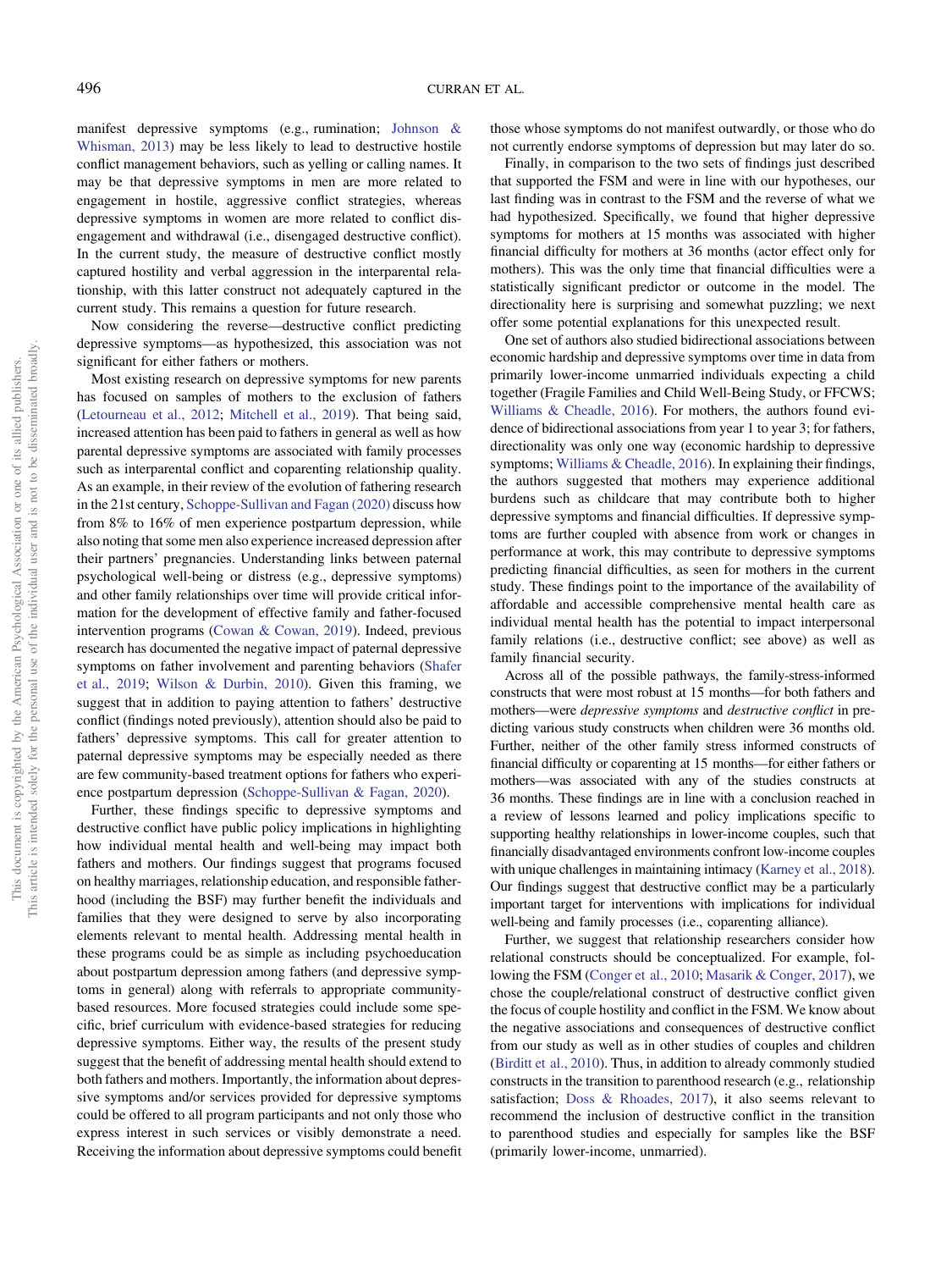manifest depressive symptoms (e.g., rumination; Johnson & Whisman, 2013) may be less likely to lead to destructive hostile conflict management behaviors, such as yelling or calling names. It may be that depressive symptoms in men are more related to engagement in hostile, aggressive conflict strategies, whereas depressive symptoms in women are more related to conflict disengagement and withdrawal (i.e., disengaged destructive conflict). In the current study, the measure of destructive conflict mostly captured hostility and verbal aggression in the interparental relationship, with this latter construct not adequately captured in the current study. This remains a question for future research.

Now considering the reverse—destructive conflict predicting depressive symptoms—as hypothesized, this association was not significant for either fathers or mothers.

Most existing research on depressive symptoms for new parents has focused on samples of mothers to the exclusion of fathers (Letourneau et al., 2012; Mitchell et al., 2019). That being said, increased attention has been paid to fathers in general as well as how parental depressive symptoms are associated with family processes such as interparental conflict and coparenting relationship quality. As an example, in their review of the evolution of fathering research in the 21st century, Schoppe-Sullivan and Fagan (2020) discuss how from 8% to 16% of men experience postpartum depression, while also noting that some men also experience increased depression after their partners' pregnancies. Understanding links between paternal psychological well-being or distress (e.g., depressive symptoms) and other family relationships over time will provide critical information for the development of effective family and father-focused intervention programs (Cowan & Cowan, 2019). Indeed, previous research has documented the negative impact of paternal depressive symptoms on father involvement and parenting behaviors (Shafer et al., 2019; Wilson & Durbin, 2010). Given this framing, we suggest that in addition to paying attention to fathers' destructive conflict (findings noted previously), attention should also be paid to fathers' depressive symptoms. This call for greater attention to paternal depressive symptoms may be especially needed as there are few community-based treatment options for fathers who experience postpartum depression (Schoppe-Sullivan & Fagan, 2020).

Further, these findings specific to depressive symptoms and destructive conflict have public policy implications in highlighting how individual mental health and well-being may impact both fathers and mothers. Our findings suggest that programs focused on healthy marriages, relationship education, and responsible fatherhood (including the BSF) may further benefit the individuals and families that they were designed to serve by also incorporating elements relevant to mental health. Addressing mental health in these programs could be as simple as including psychoeducation about postpartum depression among fathers (and depressive symptoms in general) along with referrals to appropriate community-based resources. More focused strategies could include some specific, brief curriculum with evidence-based strategies for reducing depressive symptoms. Either way, the results of the present study suggest that the benefit of addressing mental health should extend to both fathers and mothers. Importantly, the information about depressive symptoms and/or services provided for depressive symptoms could be offered to all program participants and not only those who express interest in such services or visibly demonstrate a need. Receiving the information about depressive symptoms could benefit those whose symptoms do not manifest outwardly, or those who do not currently endorse symptoms of depression but may later do so.

Finally, in comparison to the two sets of findings just described that supported the FSM and were in line with our hypotheses, our last finding was in contrast to the FSM and the reverse of what we had hypothesized. Specifically, we found that higher depressive symptoms for mothers at 15 months was associated with higher financial difficulty for mothers at 36 months (actor effect only for mothers). This was the only time that financial difficulties were a statistically significant predictor or outcome in the model. The directionality here is surprising and somewhat puzzling; we next offer some potential explanations for this unexpected result.

One set of authors also studied bidirectional associations between economic hardship and depressive symptoms over time in data from primarily lower-income unmarried individuals expecting a child together (Fragile Families and Child Well-Being Study, or FFCWS; Williams & Cheadle, 2016). For mothers, the authors found evidence of bidirectional associations from year 1 to year 3; for fathers, directionality was only one way (economic hardship to depressive symptoms; Williams & Cheadle, 2016). In explaining their findings, the authors suggested that mothers may experience additional burdens such as childcare that may contribute both to higher depressive symptoms and financial difficulties. If depressive symptoms are further coupled with absence from work or changes in performance at work, this may contribute to depressive symptoms predicting financial difficulties, as seen for mothers in the current study. These findings point to the importance of the availability of affordable and accessible comprehensive mental health care as individual mental health has the potential to impact interpersonal family relations (i.e., destructive conflict; see above) as well as family financial security.

Across all of the possible pathways, the family-stress-informed constructs that were most robust at 15 months—for both fathers and mothers—were *depressive symptoms* and *destructive conflict* in predicting various study constructs when children were 36 months old. Further, neither of the other family stress informed constructs of financial difficulty or coparenting at 15 months—for either fathers or mothers—was associated with any of the studies constructs at 36 months. These findings are in line with a conclusion reached in a review of lessons learned and policy implications specific to supporting healthy relationships in lower-income couples, such that financially disadvantaged environments confront low-income couples with unique challenges in maintaining intimacy (Karney et al., 2018). Our findings suggest that destructive conflict may be a particularly important target for interventions with implications for individual well-being and family processes (i.e., coparenting alliance).

Further, we suggest that relationship researchers consider how relational constructs should be conceptualized. For example, following the FSM (Conger et al., 2010; Masarik & Conger, 2017), we chose the couple/relational construct of destructive conflict given the focus of couple hostility and conflict in the FSM. We know about the negative associations and consequences of destructive conflict from our study as well as in other studies of couples and children (Birditt et al., 2010). Thus, in addition to already commonly studied constructs in the transition to parenthood research (e.g., relationship satisfaction; Doss & Rhoades, 2017), it also seems relevant to recommend the inclusion of destructive conflict in the transition to parenthood studies and especially for samples like the BSF (primarily lower-income, unmarried).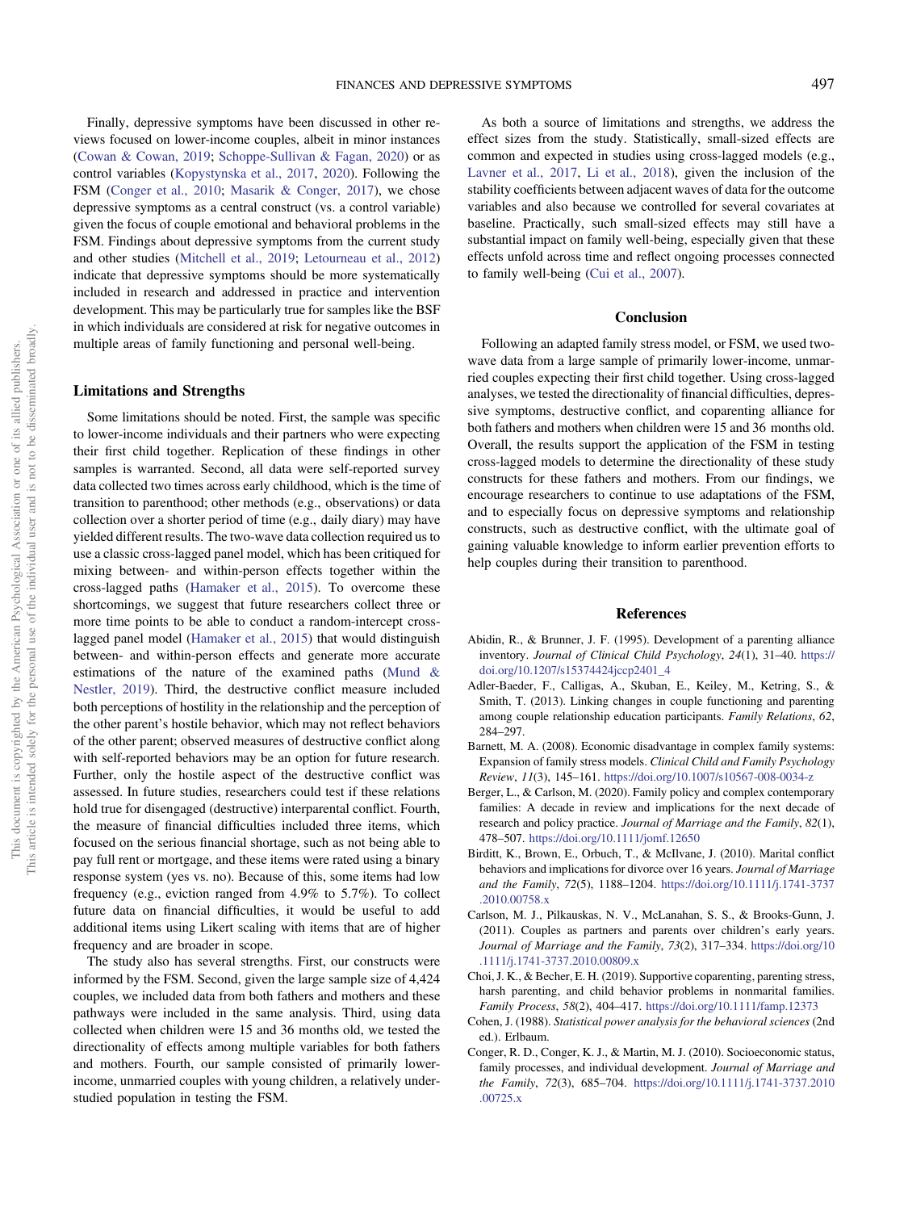Finally, depressive symptoms have been discussed in other reviews focused on lower-income couples, albeit in minor instances (Cowan & Cowan, 2019; Schoppe-Sullivan & Fagan, 2020) or as control variables (Kopystynska et al., 2017, 2020). Following the FSM (Conger et al., 2010; Masarik & Conger, 2017), we chose depressive symptoms as a central construct (vs. a control variable) given the focus of couple emotional and behavioral problems in the FSM. Findings about depressive symptoms from the current study and other studies (Mitchell et al., 2019; Letourneau et al., 2012) indicate that depressive symptoms should be more systematically included in research and addressed in practice and intervention development. This may be particularly true for samples like the BSF in which individuals are considered at risk for negative outcomes in multiple areas of family functioning and personal well-being.

### Limitations and Strengths

Some limitations should be noted. First, the sample was specific to lower-income individuals and their partners who were expecting their first child together. Replication of these findings in other samples is warranted. Second, all data were self-reported survey data collected two times across early childhood, which is the time of transition to parenthood; other methods (e.g., observations) or data collection over a shorter period of time (e.g., daily diary) may have yielded different results. The two-wave data collection required us to use a classic cross-lagged panel model, which has been critiqued for mixing between- and within-person effects together within the cross-lagged paths (Hamaker et al., 2015). To overcome these shortcomings, we suggest that future researchers collect three or more time points to be able to conduct a random-intercept cross-lagged panel model (Hamaker et al., 2015) that would distinguish between- and within-person effects and generate more accurate estimations of the nature of the examined paths (Mund & Nestler, 2019). Third, the destructive conflict measure included both perceptions of hostility in the relationship and the perception of the other parent's hostile behavior, which may not reflect behaviors of the other parent; observed measures of destructive conflict along with self-reported behaviors may be an option for future research. Further, only the hostile aspect of the destructive conflict was assessed. In future studies, researchers could test if these relations hold true for disengaged (destructive) interparental conflict. Fourth, the measure of financial difficulties included three items, which focused on the serious financial shortage, such as not being able to pay full rent or mortgage, and these items were rated using a binary response system (yes vs. no). Because of this, some items had low frequency (e.g., eviction ranged from 4.9% to 5.7%). To collect future data on financial difficulties, it would be useful to add additional items using Likert scaling with items that are of higher frequency and are broader in scope.

The study also has several strengths. First, our constructs were informed by the FSM. Second, given the large sample size of 4,424 couples, we included data from both fathers and mothers and these pathways were included in the same analysis. Third, using data collected when children were 15 and 36 months old, we tested the directionality of effects among multiple variables for both fathers and mothers. Fourth, our sample consisted of primarily lower-income, unmarried couples with young children, a relatively understudied population in testing the FSM.

As both a source of limitations and strengths, we address the effect sizes from the study. Statistically, small-sized effects are common and expected in studies using cross-lagged models (e.g., Lavner et al., 2017, Li et al., 2018), given the inclusion of the stability coefficients between adjacent waves of data for the outcome variables and also because we controlled for several covariates at baseline. Practically, such small-sized effects may still have a substantial impact on family well-being, especially given that these effects unfold across time and reflect ongoing processes connected to family well-being (Cui et al., 2007).

## Conclusion

Following an adapted family stress model, or FSM, we used two-wave data from a large sample of primarily lower-income, unmarried couples expecting their first child together. Using cross-lagged analyses, we tested the directionality of financial difficulties, depressive symptoms, destructive conflict, and coparenting alliance for both fathers and mothers when children were 15 and 36 months old. Overall, the results support the application of the FSM in testing cross-lagged models to determine the directionality of these study constructs for these fathers and mothers. From our findings, we encourage researchers to continue to use adaptations of the FSM, and to especially focus on depressive symptoms and relationship constructs, such as destructive conflict, with the ultimate goal of gaining valuable knowledge to inform earlier prevention efforts to help couples during their transition to parenthood.

## References

Abidin, R., & Brunner, J. F. (1995). Development of a parenting alliance inventory. *Journal of Clinical Child Psychology*, *24*(1), 31–40. https://doi.org/10.1207/s15374424jccp2401_4

Adler-Baeder, F., Calligas, A., Skuban, E., Keiley, M., Ketring, S., & Smith, T. (2013). Linking changes in couple functioning and parenting among couple relationship education participants. *Family Relations*, *62*, 284–297.

Barnett, M. A. (2008). Economic disadvantage in complex family systems: Expansion of family stress models. *Clinical Child and Family Psychology Review*, *11*(3), 145–161. https://doi.org/10.1007/s10567-008-0034-z

Berger, L., & Carlson, M. (2020). Family policy and complex contemporary families: A decade in review and implications for the next decade of research and policy practice. *Journal of Marriage and the Family*, *82*(1), 478–507. https://doi.org/10.1111/jomf.12650

Birditt, K., Brown, E., Orbuch, T., & McIlvane, J. (2010). Marital conflict behaviors and implications for divorce over 16 years. *Journal of Marriage and the Family*, *72*(5), 1188–1204. https://doi.org/10.1111/j.1741-3737.2010.00758.x

Carlson, M. J., Pilkauskas, N. V., McLanahan, S. S., & Brooks-Gunn, J. (2011). Couples as partners and parents over children's early years. *Journal of Marriage and the Family*, *73*(2), 317–334. https://doi.org/10.1111/j.1741-3737.2010.00809.x

Choi, J. K., & Becher, E. H. (2019). Supportive coparenting, parenting stress, harsh parenting, and child behavior problems in nonmarital families. *Family Process*, *58*(2), 404–417. https://doi.org/10.1111/famp.12373

Cohen, J. (1988). *Statistical power analysis for the behavioral sciences* (2nd ed.). Erlbaum.

Conger, R. D., Conger, K. J., & Martin, M. J. (2010). Socioeconomic status, family processes, and individual development. *Journal of Marriage and the Family*, *72*(3), 685–704. https://doi.org/10.1111/j.1741-3737.2010.00725.x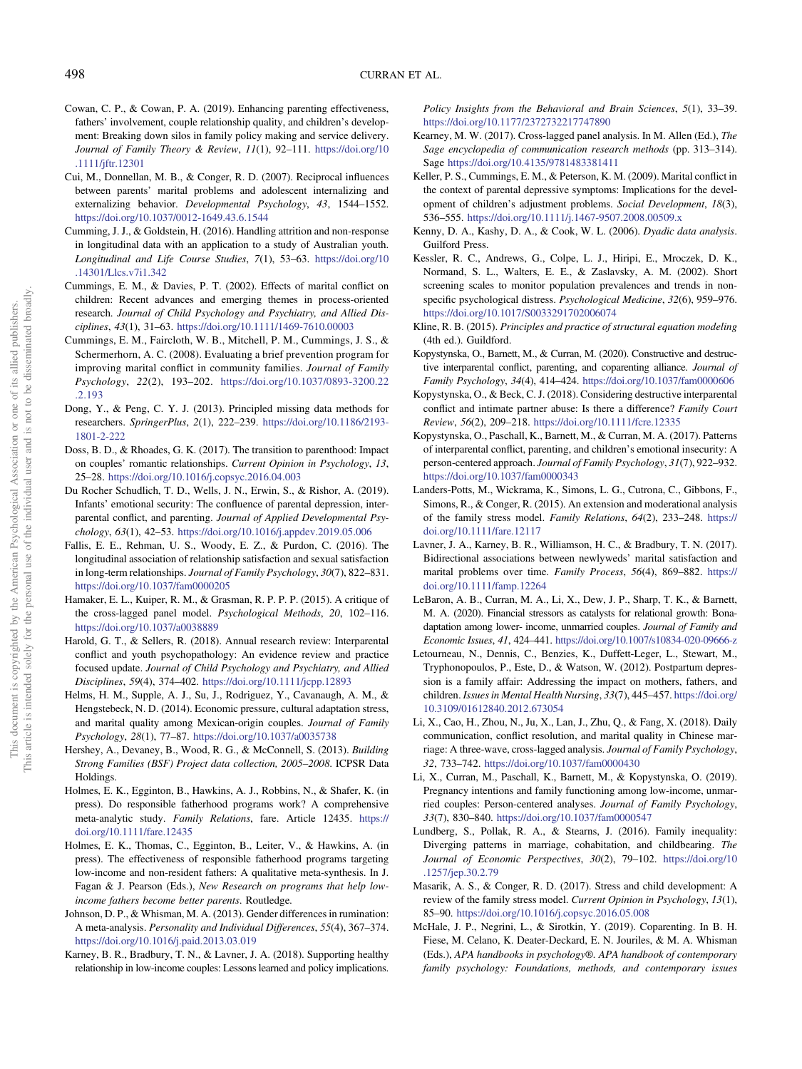Cowan, C. P., & Cowan, P. A. (2019). Enhancing parenting effectiveness, fathers' involvement, couple relationship quality, and children's development: Breaking down silos in family policy making and service delivery. *Journal of Family Theory & Review*, *11*(1), 92–111. https://doi.org/10.1111/jftr.12301

Cui, M., Donnellan, M. B., & Conger, R. D. (2007). Reciprocal influences between parents' marital problems and adolescent internalizing and externalizing behavior. *Developmental Psychology*, *43*, 1544–1552. https://doi.org/10.1037/0012-1649.43.6.1544

Cumming, J. J., & Goldstein, H. (2016). Handling attrition and non-response in longitudinal data with an application to a study of Australian youth. *Longitudinal and Life Course Studies*, *7*(1), 53–63. https://doi.org/10.14301/Llcs.v7i1.342

Cummings, E. M., & Davies, P. T. (2002). Effects of marital conflict on children: Recent advances and emerging themes in process-oriented research. *Journal of Child Psychology and Psychiatry, and Allied Disciplines*, *43*(1), 31–63. https://doi.org/10.1111/1469-7610.00003

Cummings, E. M., Faircloth, W. B., Mitchell, P. M., Cummings, J. S., & Schermerhorn, A. C. (2008). Evaluating a brief prevention program for improving marital conflict in community families. *Journal of Family Psychology*, *22*(2), 193–202. https://doi.org/10.1037/0893-3200.22.2.193

Dong, Y., & Peng, C. Y. J. (2013). Principled missing data methods for researchers. *SpringerPlus*, *2*(1), 222–239. https://doi.org/10.1186/2193-1801-2-222

Doss, B. D., & Rhoades, G. K. (2017). The transition to parenthood: Impact on couples' romantic relationships. *Current Opinion in Psychology*, *13*, 25–28. https://doi.org/10.1016/j.copsyc.2016.04.003

Du Rocher Schudlich, T. D., Wells, J. N., Erwin, S., & Rishor, A. (2019). Infants' emotional security: The confluence of parental depression, interparental conflict, and parenting. *Journal of Applied Developmental Psychology*, *63*(1), 42–53. https://doi.org/10.1016/j.appdev.2019.05.006

Fallis, E. E., Rehman, U. S., Woody, E. Z., & Purdon, C. (2016). The longitudinal association of relationship satisfaction and sexual satisfaction in long-term relationships. *Journal of Family Psychology*, *30*(7), 822–831. https://doi.org/10.1037/fam0000205

Hamaker, E. L., Kuiper, R. M., & Grasman, R. P. P. P. (2015). A critique of the cross-lagged panel model. *Psychological Methods*, *20*, 102–116. https://doi.org/10.1037/a0038889

Harold, G. T., & Sellers, R. (2018). Annual research review: Interparental conflict and youth psychopathology: An evidence review and practice focused update. *Journal of Child Psychology and Psychiatry, and Allied Disciplines*, *59*(4), 374–402. https://doi.org/10.1111/jcpp.12893

Helms, H. M., Supple, A. J., Su, J., Rodriguez, Y., Cavanaugh, A. M., & Hengstebeck, N. D. (2014). Economic pressure, cultural adaptation stress, and marital quality among Mexican-origin couples. *Journal of Family Psychology*, *28*(1), 77–87. https://doi.org/10.1037/a0035738

Hershey, A., Devaney, B., Wood, R. G., & McConnell, S. (2013). *Building Strong Families (BSF) Project data collection, 2005–2008*. ICPSR Data Holdings.

Holmes, E. K., Egginton, B., Hawkins, A. J., Robbins, N., & Shafer, K. (in press). Do responsible fatherhood programs work? A comprehensive meta-analytic study. *Family Relations*, fare. Article 12435. https://doi.org/10.1111/fare.12435

Holmes, E. K., Thomas, C., Egginton, B., Leiter, V., & Hawkins, A. (in press). The effectiveness of responsible fatherhood programs targeting low-income and non-resident fathers: A qualitative meta-synthesis. In J. Fagan & J. Pearson (Eds.), *New Research on programs that help low-income fathers become better parents*. Routledge.

Johnson, D. P., & Whisman, M. A. (2013). Gender differences in rumination: A meta-analysis. *Personality and Individual Differences*, *55*(4), 367–374. https://doi.org/10.1016/j.paid.2013.03.019

Karney, B. R., Bradbury, T. N., & Lavner, J. A. (2018). Supporting healthy relationship in low-income couples: Lessons learned and policy implications. *Policy Insights from the Behavioral and Brain Sciences*, *5*(1), 33–39. https://doi.org/10.1177/2372732217747890

Kearney, M. W. (2017). Cross-lagged panel analysis. In M. Allen (Ed.), *The Sage encyclopedia of communication research methods* (pp. 313–314). Sage https://doi.org/10.4135/9781483381411

Keller, P. S., Cummings, E. M., & Peterson, K. M. (2009). Marital conflict in the context of parental depressive symptoms: Implications for the development of children's adjustment problems. *Social Development*, *18*(3), 536–555. https://doi.org/10.1111/j.1467-9507.2008.00509.x

Kenny, D. A., Kashy, D. A., & Cook, W. L. (2006). *Dyadic data analysis*. Guilford Press.

Kessler, R. C., Andrews, G., Colpe, L. J., Hiripi, E., Mroczek, D. K., Normand, S. L., Walters, E. E., & Zaslavsky, A. M. (2002). Short screening scales to monitor population prevalences and trends in nonspecific psychological distress. *Psychological Medicine*, *32*(6), 959–976. https://doi.org/10.1017/S0033291702006074

Kline, R. B. (2015). *Principles and practice of structural equation modeling* (4th ed.). Guildford.

Kopystynska, O., Barnett, M., & Curran, M. (2020). Constructive and destructive interparental conflict, parenting, and coparenting alliance. *Journal of Family Psychology*, *34*(4), 414–424. https://doi.org/10.1037/fam0000606

Kopystynska, O., & Beck, C. J. (2018). Considering destructive interparental conflict and intimate partner abuse: Is there a difference? *Family Court Review*, *56*(2), 209–218. https://doi.org/10.1111/fcre.12335

Kopystynska, O., Paschall, K., Barnett, M., & Curran, M. A. (2017). Patterns of interparental conflict, parenting, and children's emotional insecurity: A person-centered approach. *Journal of Family Psychology*, *31*(7), 922–932. https://doi.org/10.1037/fam0000343

Landers-Potts, M., Wickrama, K., Simons, L. G., Cutrona, C., Gibbons, F., Simons, R., & Conger, R. (2015). An extension and moderational analysis of the family stress model. *Family Relations*, *64*(2), 233–248. https://doi.org/10.1111/fare.12117

Lavner, J. A., Karney, B. R., Williamson, H. C., & Bradbury, T. N. (2017). Bidirectional associations between newlyweds' marital satisfaction and marital problems over time. *Family Process*, *56*(4), 869–882. https://doi.org/10.1111/famp.12264

LeBaron, A. B., Curran, M. A., Li, X., Dew, J. P., Sharp, T. K., & Barnett, M. A. (2020). Financial stressors as catalysts for relational growth: Bonadaptation among lower- income, unmarried couples. *Journal of Family and Economic Issues*, *41*, 424–441. https://doi.org/10.1007/s10834-020-09666-z

Letourneau, N., Dennis, C., Benzies, K., Duffett-Leger, L., Stewart, M., Tryphonopoulos, P., Este, D., & Watson, W. (2012). Postpartum depression is a family affair: Addressing the impact on mothers, fathers, and children. *Issues in Mental Health Nursing*, *33*(7), 445–457. https://doi.org/10.3109/01612840.2012.673054

Li, X., Cao, H., Zhou, N., Ju, X., Lan, J., Zhu, Q., & Fang, X. (2018). Daily communication, conflict resolution, and marital quality in Chinese marriage: A three-wave, cross-lagged analysis. *Journal of Family Psychology*, *32*, 733–742. https://doi.org/10.1037/fam0000430

Li, X., Curran, M., Paschall, K., Barnett, M., & Kopystynska, O. (2019). Pregnancy intentions and family functioning among low-income, unmarried couples: Person-centered analyses. *Journal of Family Psychology*, *33*(7), 830–840. https://doi.org/10.1037/fam0000547

Lundberg, S., Pollak, R. A., & Stearns, J. (2016). Family inequality: Diverging patterns in marriage, cohabitation, and childbearing. *The Journal of Economic Perspectives*, *30*(2), 79–102. https://doi.org/10.1257/jep.30.2.79

Masarik, A. S., & Conger, R. D. (2017). Stress and child development: A review of the family stress model. *Current Opinion in Psychology*, *13*(1), 85–90. https://doi.org/10.1016/j.copsyc.2016.05.008

McHale, J. P., Negrini, L., & Sirotkin, Y. (2019). Coparenting. In B. H. Fiese, M. Celano, K. Deater-Deckard, E. N. Jouriles, & M. A. Whisman (Eds.), *APA handbooks in psychology®. APA handbook of contemporary family psychology: Foundations, methods, and contemporary issues*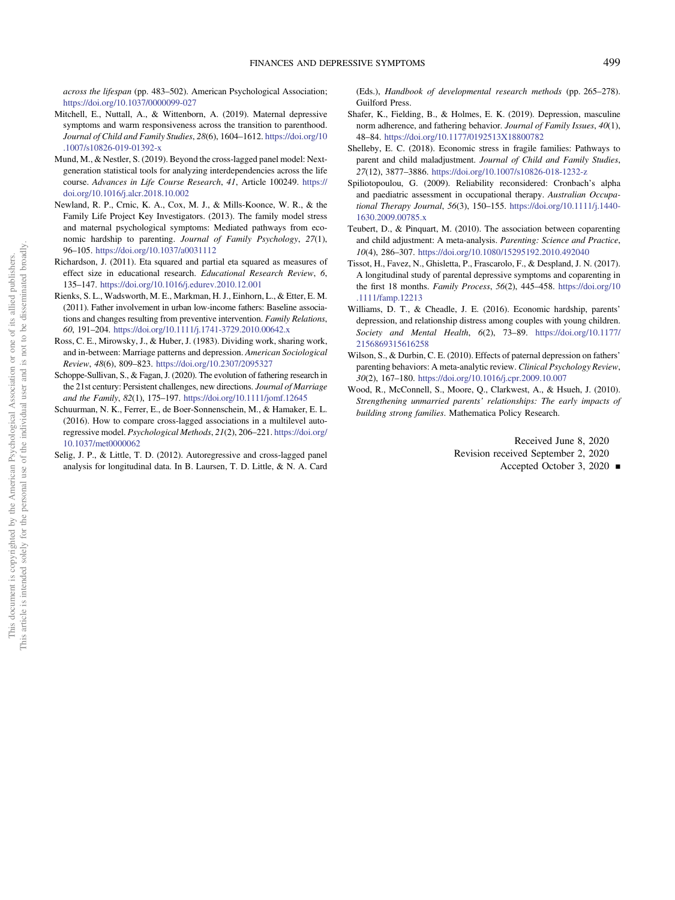*across the lifespan* (pp. 483–502). American Psychological Association; https://doi.org/10.1037/0000099-027

Mitchell, E., Nuttall, A., & Wittenborn, A. (2019). Maternal depressive symptoms and warm responsiveness across the transition to parenthood. *Journal of Child and Family Studies*, *28*(6), 1604–1612. https://doi.org/10.1007/s10826-019-01392-x

Mund, M., & Nestler, S. (2019). Beyond the cross-lagged panel model: Next-generation statistical tools for analyzing interdependencies across the life course. *Advances in Life Course Research*, *41*, Article 100249. https://doi.org/10.1016/j.alcr.2018.10.002

Newland, R. P., Crnic, K. A., Cox, M. J., & Mills-Koonce, W. R., & the Family Life Project Key Investigators. (2013). The family model stress and maternal psychological symptoms: Mediated pathways from economic hardship to parenting. *Journal of Family Psychology*, *27*(1), 96–105. https://doi.org/10.1037/a0031112

Richardson, J. (2011). Eta squared and partial eta squared as measures of effect size in educational research. *Educational Research Review*, *6*, 135–147. https://doi.org/10.1016/j.edurev.2010.12.001

Rienks, S. L., Wadsworth, M. E., Markman, H. J., Einhorn, L., & Etter, E. M. (2011). Father involvement in urban low-income fathers: Baseline associations and changes resulting from preventive intervention. *Family Relations*, *60*, 191–204. https://doi.org/10.1111/j.1741-3729.2010.00642.x

Ross, C. E., Mirowsky, J., & Huber, J. (1983). Dividing work, sharing work, and in-between: Marriage patterns and depression. *American Sociological Review*, *48*(6), 809–823. https://doi.org/10.2307/2095327

Schoppe-Sullivan, S., & Fagan, J. (2020). The evolution of fathering research in the 21st century: Persistent challenges, new directions. *Journal of Marriage and the Family*, *82*(1), 175–197. https://doi.org/10.1111/jomf.12645

Schuurman, N. K., Ferrer, E., de Boer-Sonnenschein, M., & Hamaker, E. L. (2016). How to compare cross-lagged associations in a multilevel autoregressive model. *Psychological Methods*, *21*(2), 206–221. https://doi.org/10.1037/met0000062

Selig, J. P., & Little, T. D. (2012). Autoregressive and cross-lagged panel analysis for longitudinal data. In B. Laursen, T. D. Little, & N. A. Card (Eds.), *Handbook of developmental research methods* (pp. 265–278). Guilford Press.

Shafer, K., Fielding, B., & Holmes, E. K. (2019). Depression, masculine norm adherence, and fathering behavior. *Journal of Family Issues*, *40*(1), 48–84. https://doi.org/10.1177/0192513X18800782

Shelleby, E. C. (2018). Economic stress in fragile families: Pathways to parent and child maladjustment. *Journal of Child and Family Studies*, *27*(12), 3877–3886. https://doi.org/10.1007/s10826-018-1232-z

Spiliotopoulou, G. (2009). Reliability reconsidered: Cronbach's alpha and paediatric assessment in occupational therapy. *Australian Occupational Therapy Journal*, *56*(3), 150–155. https://doi.org/10.1111/j.1440-1630.2009.00785.x

Teubert, D., & Pinquart, M. (2010). The association between coparenting and child adjustment: A meta-analysis. *Parenting: Science and Practice*, *10*(4), 286–307. https://doi.org/10.1080/15295192.2010.492040

Tissot, H., Favez, N., Ghisletta, P., Frascarolo, F., & Despland, J. N. (2017). A longitudinal study of parental depressive symptoms and coparenting in the first 18 months. *Family Process*, *56*(2), 445–458. https://doi.org/10.1111/famp.12213

Williams, D. T., & Cheadle, J. E. (2016). Economic hardship, parents' depression, and relationship distress among couples with young children. *Society and Mental Health*, *6*(2), 73–89. https://doi.org/10.1177/2156869315616258

Wilson, S., & Durbin, C. E. (2010). Effects of paternal depression on fathers' parenting behaviors: A meta-analytic review. *Clinical Psychology Review*, *30*(2), 167–180. https://doi.org/10.1016/j.cpr.2009.10.007

Wood, R., McConnell, S., Moore, Q., Clarkwest, A., & Hsueh, J. (2010). *Strengthening unmarried parents' relationships: The early impacts of building strong families*. Mathematica Policy Research.

Received June 8, 2020
Revision received September 2, 2020
Accepted October 3, 2020 ■